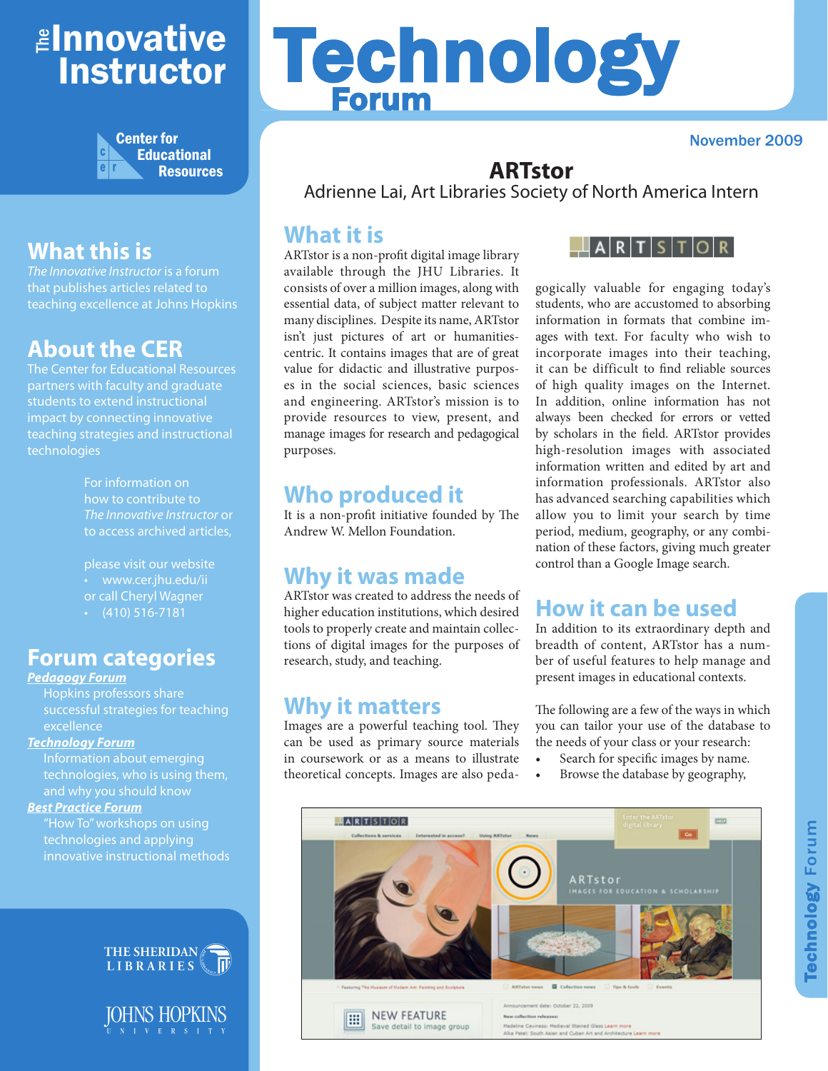# The Innovative Instructor

Center for Educational Resources

# Technology Forum

November 2009

## ARTstor

Adrienne Lai, Art Libraries Society of North America Intern

## What this is

*The Innovative Instructor* is a forum that publishes articles related to teaching excellence at Johns Hopkins

## About the CER

The Center for Educational Resources partners with faculty and graduate students to extend instructional impact by connecting innovative teaching strategies and instructional technologies

For information on how to contribute to *The Innovative Instructor* or to access archived articles,

please visit our website
- www.cer.jhu.edu/ii

or call Cheryl Wagner
- (410) 516-7181

## Forum categories

***Pedagogy Forum***
Hopkins professors share successful strategies for teaching excellence

***Technology Forum***
Information about emerging technologies, who is using them, and why you should know

***Best Practice Forum***
"How To" workshops on using technologies and applying innovative instructional methods

THE SHERIDAN LIBRARIES

JOHNS HOPKINS UNIVERSITY

## What it is

ARTstor is a non-profit digital image library available through the JHU Libraries. It consists of over a million images, along with essential data, of subject matter relevant to many disciplines. Despite its name, ARTstor isn't just pictures of art or humanities-centric. It contains images that are of great value for didactic and illustrative purposes in the social sciences, basic sciences and engineering. ARTstor's mission is to provide resources to view, present, and manage images for research and pedagogical purposes.

## Who produced it

It is a non-profit initiative founded by The Andrew W. Mellon Foundation.

## Why it was made

ARTstor was created to address the needs of higher education institutions, which desired tools to properly create and maintain collections of digital images for the purposes of research, study, and teaching.

## Why it matters

Images are a powerful teaching tool. They can be used as primary source materials in coursework or as a means to illustrate theoretical concepts. Images are also pedagogically valuable for engaging today's students, who are accustomed to absorbing information in formats that combine images with text. For faculty who wish to incorporate images into their teaching, it can be difficult to find reliable sources of high quality images on the Internet. In addition, online information has not always been checked for errors or vetted by scholars in the field. ARTstor provides high-resolution images with associated information written and edited by art and information professionals. ARTstor also has advanced searching capabilities which allow you to limit your search by time period, medium, geography, or any combination of these factors, giving much greater control than a Google Image search.

## How it can be used

In addition to its extraordinary depth and breadth of content, ARTstor has a number of useful features to help manage and present images in educational contexts.

The following are a few of the ways in which you can tailor your use of the database to the needs of your class or your research:

- Search for specific images by name.
- Browse the database by geography,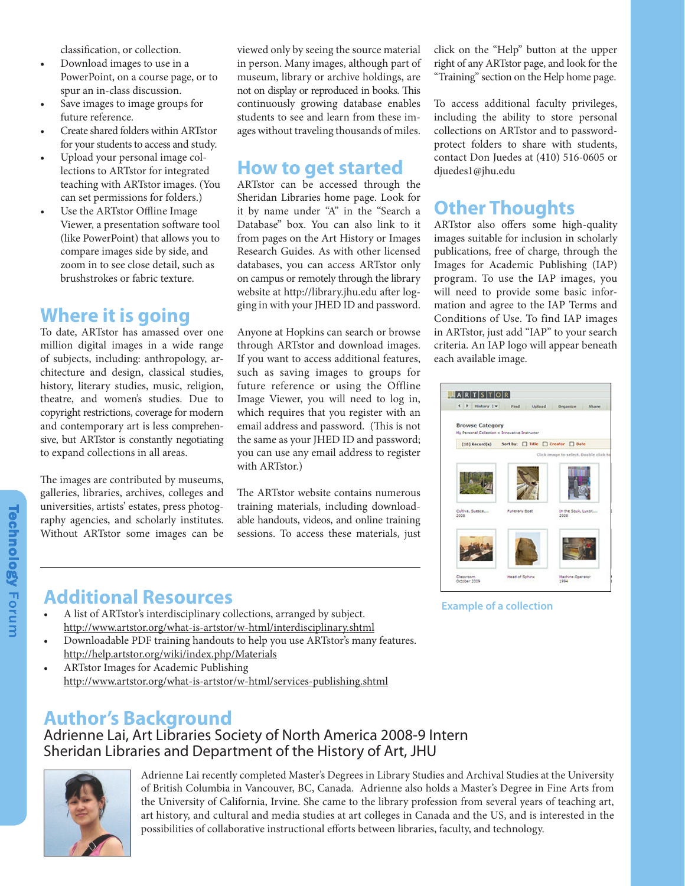classification, or collection.

- Download images to use in a PowerPoint, on a course page, or to spur an in-class discussion.
- Save images to image groups for future reference.
- Create shared folders within ARTstor for your students to access and study.
- Upload your personal image collections to ARTstor for integrated teaching with ARTstor images. (You can set permissions for folders.)
- Use the ARTstor Offline Image Viewer, a presentation software tool (like PowerPoint) that allows you to compare images side by side, and zoom in to see close detail, such as brushstrokes or fabric texture.

## Where it is going

To date, ARTstor has amassed over one million digital images in a wide range of subjects, including: anthropology, architecture and design, classical studies, history, literary studies, music, religion, theatre, and women's studies. Due to copyright restrictions, coverage for modern and contemporary art is less comprehensive, but ARTstor is constantly negotiating to expand collections in all areas.

The images are contributed by museums, galleries, libraries, archives, colleges and universities, artists' estates, press photography agencies, and scholarly institutes. Without ARTstor some images can be viewed only by seeing the source material in person. Many images, although part of museum, library or archive holdings, are not on display or reproduced in books. This continuously growing database enables students to see and learn from these images without traveling thousands of miles.

## How to get started

ARTstor can be accessed through the Sheridan Libraries home page. Look for it by name under "A" in the "Search a Database" box. You can also link to it from pages on the Art History or Images Research Guides. As with other licensed databases, you can access ARTstor only on campus or remotely through the library website at http://library.jhu.edu after logging in with your JHED ID and password.

Anyone at Hopkins can search or browse through ARTstor and download images. If you want to access additional features, such as saving images to groups for future reference or using the Offline Image Viewer, you will need to log in, which requires that you register with an email address and password. (This is not the same as your JHED ID and password; you can use any email address to register with ARTstor.)

The ARTstor website contains numerous training materials, including downloadable handouts, videos, and online training sessions. To access these materials, just click on the "Help" button at the upper right of any ARTstor page, and look for the "Training" section on the Help home page.

To access additional faculty privileges, including the ability to store personal collections on ARTstor and to password-protect folders to share with students, contact Don Juedes at (410) 516-0605 or djuedes1@jhu.edu

## Other Thoughts

ARTstor also offers some high-quality images suitable for inclusion in scholarly publications, free of charge, through the Images for Academic Publishing (IAP) program. To use the IAP images, you will need to provide some basic information and agree to the IAP Terms and Conditions of Use. To find IAP images in ARTstor, just add "IAP" to your search criteria. An IAP logo will appear beneath each available image.

Example of a collection

## Additional Resources

- A list of ARTstor's interdisciplinary collections, arranged by subject.
  http://www.artstor.org/what-is-artstor/w-html/interdisciplinary.shtml
- Downloadable PDF training handouts to help you use ARTstor's many features.
  http://help.artstor.org/wiki/index.php/Materials
- ARTstor Images for Academic Publishing
  http://www.artstor.org/what-is-artstor/w-html/services-publishing.shtml

## Author's Background

### Adrienne Lai, Art Libraries Society of North America 2008-9 Intern
### Sheridan Libraries and Department of the History of Art, JHU

Adrienne Lai recently completed Master's Degrees in Library Studies and Archival Studies at the University of British Columbia in Vancouver, BC, Canada. Adrienne also holds a Master's Degree in Fine Arts from the University of California, Irvine. She came to the library profession from several years of teaching art, art history, and cultural and media studies at art colleges in Canada and the US, and is interested in the possibilities of collaborative instructional efforts between libraries, faculty, and technology.